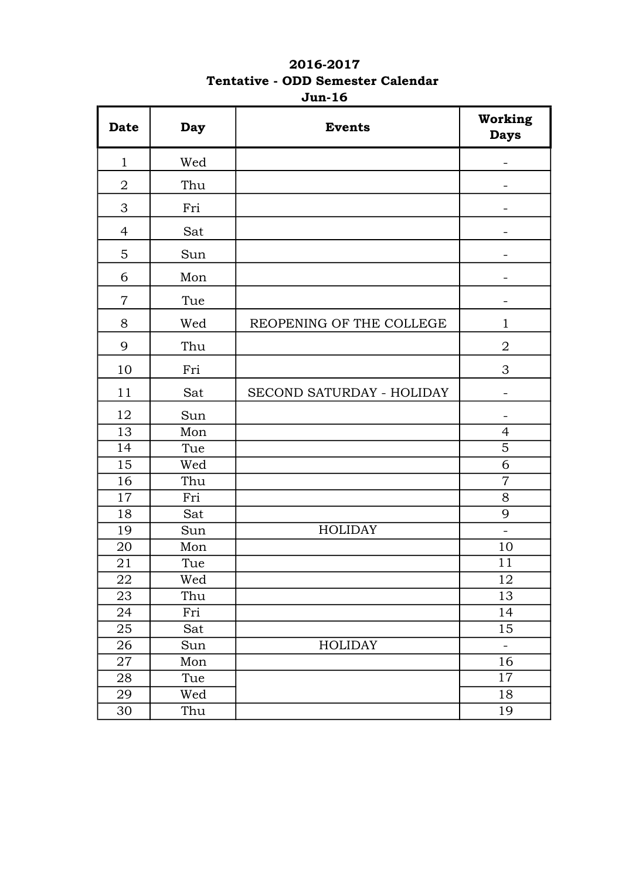**2016-2017**

**Tentative - ODD Semester Calendar**

**Jun-16**

| Date | Day | Events | Working Days |
|---|---|---|---|
| 1 | Wed | | - |
| 2 | Thu | | - |
| 3 | Fri | | - |
| 4 | Sat | | - |
| 5 | Sun | | - |
| 6 | Mon | | - |
| 7 | Tue | | - |
| 8 | Wed | REOPENING OF THE COLLEGE | 1 |
| 9 | Thu | | 2 |
| 10 | Fri | | 3 |
| 11 | Sat | SECOND SATURDAY - HOLIDAY | - |
| 12 | Sun | | - |
| 13 | Mon | | 4 |
| 14 | Tue | | 5 |
| 15 | Wed | | 6 |
| 16 | Thu | | 7 |
| 17 | Fri | | 8 |
| 18 | Sat | | 9 |
| 19 | Sun | HOLIDAY | - |
| 20 | Mon | | 10 |
| 21 | Tue | | 11 |
| 22 | Wed | | 12 |
| 23 | Thu | | 13 |
| 24 | Fri | | 14 |
| 25 | Sat | | 15 |
| 26 | Sun | HOLIDAY | - |
| 27 | Mon | | 16 |
| 28 | Tue | | 17 |
| 29 | Wed | | 18 |
| 30 | Thu | | 19 |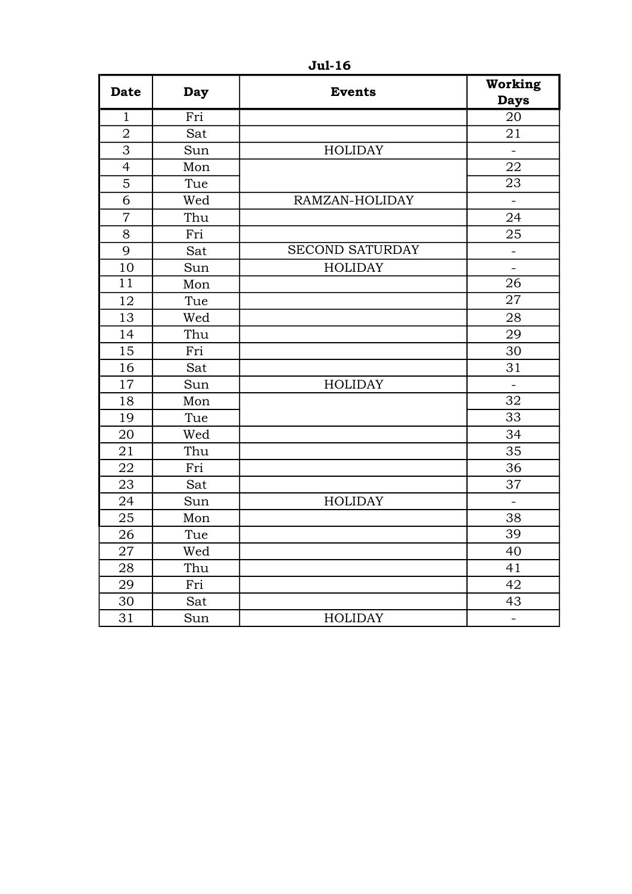**Jul-16**

| Date | Day | Events | Working Days |
|---|---|---|---|
| 1 | Fri | | 20 |
| 2 | Sat | | 21 |
| 3 | Sun | HOLIDAY | - |
| 4 | Mon | | 22 |
| 5 | Tue | | 23 |
| 6 | Wed | RAMZAN-HOLIDAY | - |
| 7 | Thu | | 24 |
| 8 | Fri | | 25 |
| 9 | Sat | SECOND SATURDAY | - |
| 10 | Sun | HOLIDAY | - |
| 11 | Mon | | 26 |
| 12 | Tue | | 27 |
| 13 | Wed | | 28 |
| 14 | Thu | | 29 |
| 15 | Fri | | 30 |
| 16 | Sat | | 31 |
| 17 | Sun | HOLIDAY | - |
| 18 | Mon | | 32 |
| 19 | Tue | | 33 |
| 20 | Wed | | 34 |
| 21 | Thu | | 35 |
| 22 | Fri | | 36 |
| 23 | Sat | | 37 |
| 24 | Sun | HOLIDAY | - |
| 25 | Mon | | 38 |
| 26 | Tue | | 39 |
| 27 | Wed | | 40 |
| 28 | Thu | | 41 |
| 29 | Fri | | 42 |
| 30 | Sat | | 43 |
| 31 | Sun | HOLIDAY | - |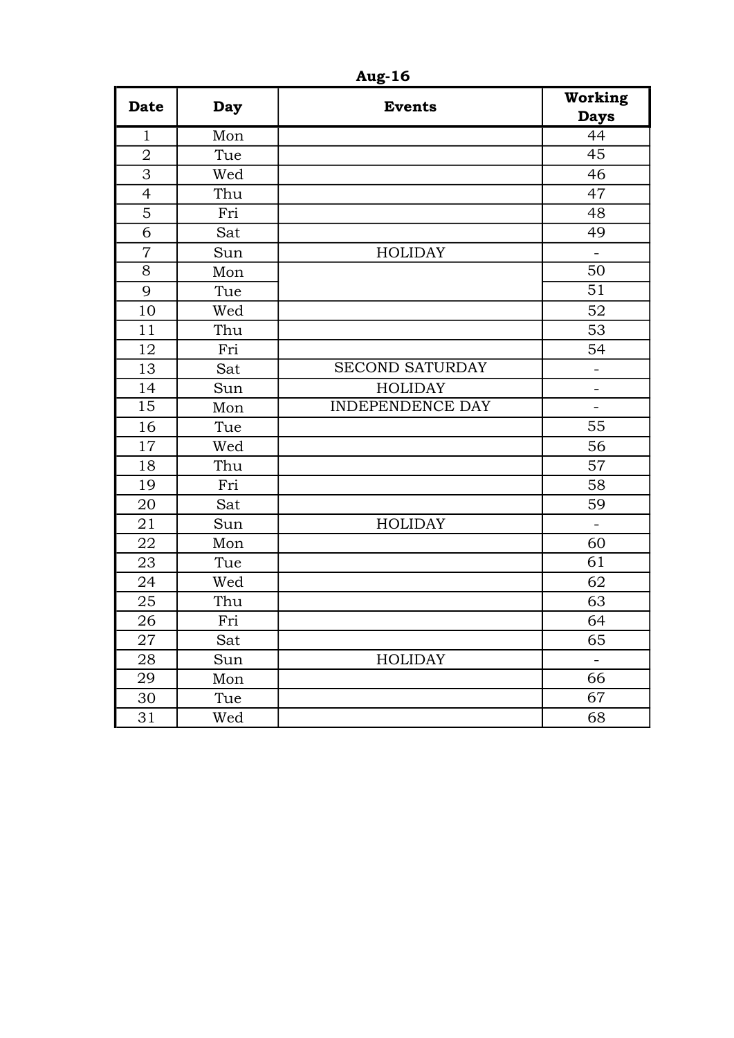**Aug-16**

| Date | Day | Events | Working Days |
|---|---|---|---|
| 1 | Mon | | 44 |
| 2 | Tue | | 45 |
| 3 | Wed | | 46 |
| 4 | Thu | | 47 |
| 5 | Fri | | 48 |
| 6 | Sat | | 49 |
| 7 | Sun | HOLIDAY | - |
| 8 | Mon | | 50 |
| 9 | Tue | | 51 |
| 10 | Wed | | 52 |
| 11 | Thu | | 53 |
| 12 | Fri | | 54 |
| 13 | Sat | SECOND SATURDAY | - |
| 14 | Sun | HOLIDAY | - |
| 15 | Mon | INDEPENDENCE DAY | - |
| 16 | Tue | | 55 |
| 17 | Wed | | 56 |
| 18 | Thu | | 57 |
| 19 | Fri | | 58 |
| 20 | Sat | | 59 |
| 21 | Sun | HOLIDAY | - |
| 22 | Mon | | 60 |
| 23 | Tue | | 61 |
| 24 | Wed | | 62 |
| 25 | Thu | | 63 |
| 26 | Fri | | 64 |
| 27 | Sat | | 65 |
| 28 | Sun | HOLIDAY | - |
| 29 | Mon | | 66 |
| 30 | Tue | | 67 |
| 31 | Wed | | 68 |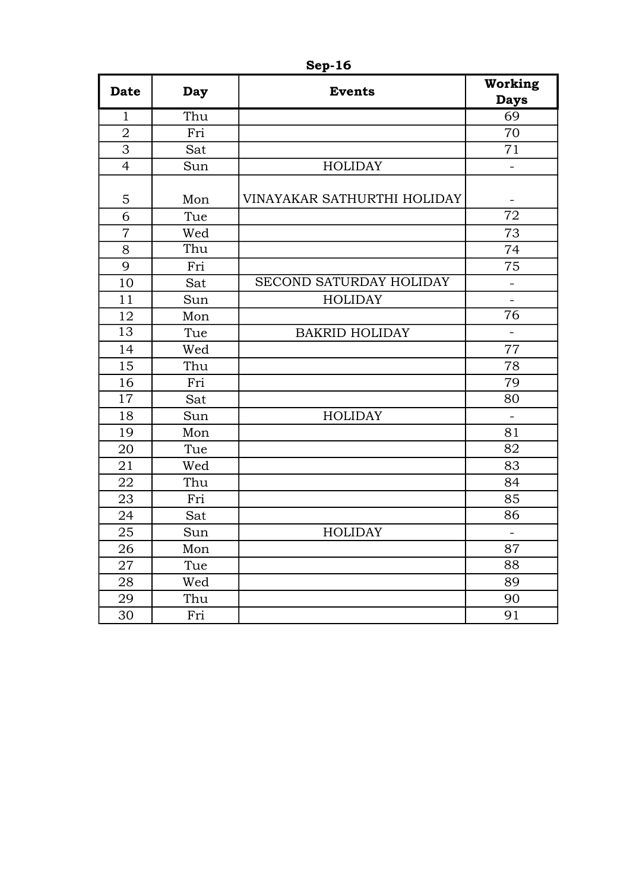**Sep-16**

| Date | Day | Events | Working Days |
|---|---|---|---|
| 1 | Thu | | 69 |
| 2 | Fri | | 70 |
| 3 | Sat | | 71 |
| 4 | Sun | HOLIDAY | - |
| 5 | Mon | VINAYAKAR SATHURTHI HOLIDAY | - |
| 6 | Tue | | 72 |
| 7 | Wed | | 73 |
| 8 | Thu | | 74 |
| 9 | Fri | | 75 |
| 10 | Sat | SECOND SATURDAY HOLIDAY | - |
| 11 | Sun | HOLIDAY | - |
| 12 | Mon | | 76 |
| 13 | Tue | BAKRID HOLIDAY | - |
| 14 | Wed | | 77 |
| 15 | Thu | | 78 |
| 16 | Fri | | 79 |
| 17 | Sat | | 80 |
| 18 | Sun | HOLIDAY | - |
| 19 | Mon | | 81 |
| 20 | Tue | | 82 |
| 21 | Wed | | 83 |
| 22 | Thu | | 84 |
| 23 | Fri | | 85 |
| 24 | Sat | | 86 |
| 25 | Sun | HOLIDAY | - |
| 26 | Mon | | 87 |
| 27 | Tue | | 88 |
| 28 | Wed | | 89 |
| 29 | Thu | | 90 |
| 30 | Fri | | 91 |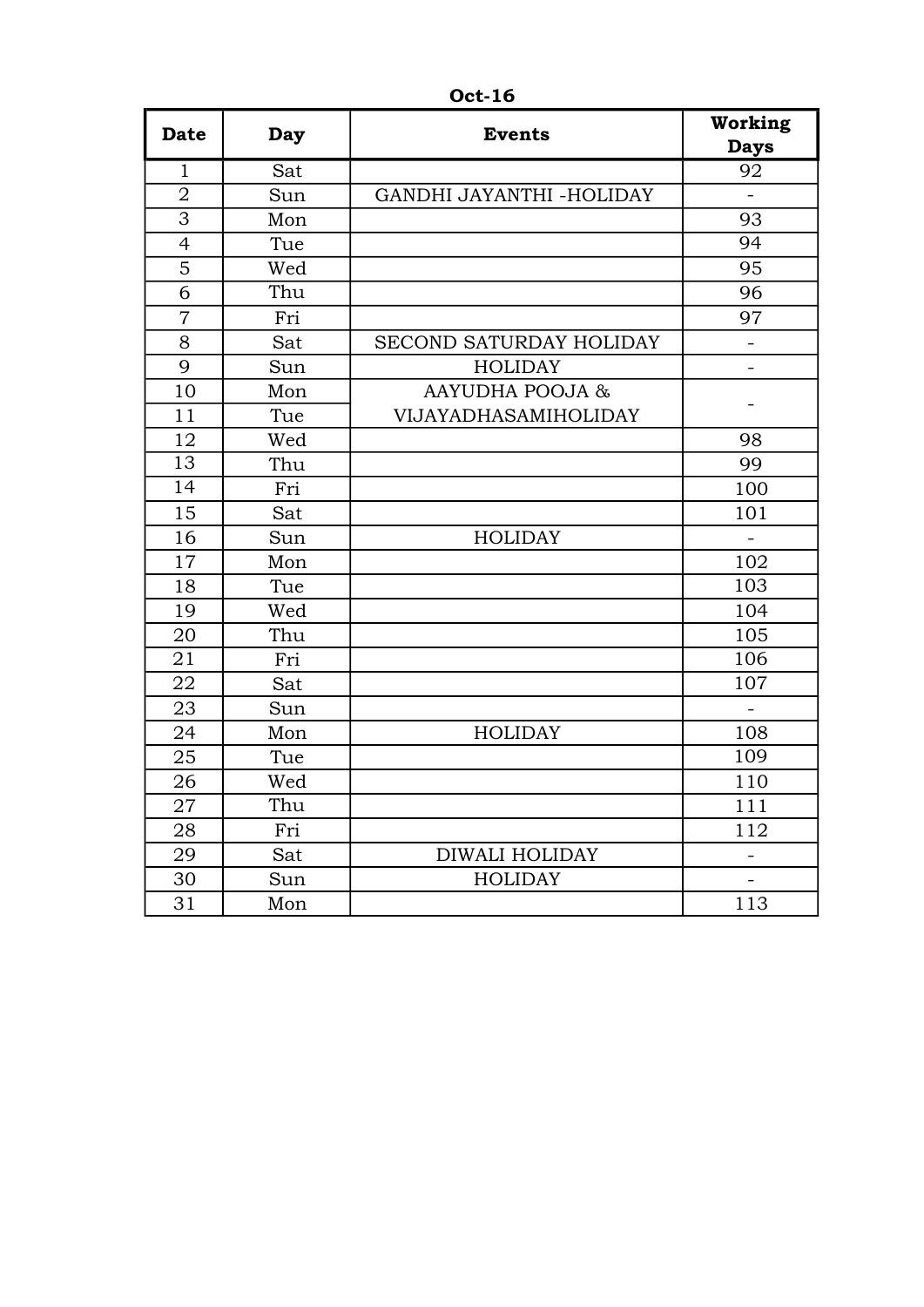**Oct-16**

| Date | Day | Events | Working Days |
|---|---|---|---|
| 1 | Sat | | 92 |
| 2 | Sun | GANDHI JAYANTHI -HOLIDAY | - |
| 3 | Mon | | 93 |
| 4 | Tue | | 94 |
| 5 | Wed | | 95 |
| 6 | Thu | | 96 |
| 7 | Fri | | 97 |
| 8 | Sat | SECOND SATURDAY HOLIDAY | - |
| 9 | Sun | HOLIDAY | - |
| 10 | Mon | AAYUDHA POOJA & VIJAYADHASAMIHOLIDAY | - |
| 11 | Tue | | |
| 12 | Wed | | 98 |
| 13 | Thu | | 99 |
| 14 | Fri | | 100 |
| 15 | Sat | | 101 |
| 16 | Sun | HOLIDAY | - |
| 17 | Mon | | 102 |
| 18 | Tue | | 103 |
| 19 | Wed | | 104 |
| 20 | Thu | | 105 |
| 21 | Fri | | 106 |
| 22 | Sat | | 107 |
| 23 | Sun | | - |
| 24 | Mon | HOLIDAY | 108 |
| 25 | Tue | | 109 |
| 26 | Wed | | 110 |
| 27 | Thu | | 111 |
| 28 | Fri | | 112 |
| 29 | Sat | DIWALI HOLIDAY | - |
| 30 | Sun | HOLIDAY | - |
| 31 | Mon | | 113 |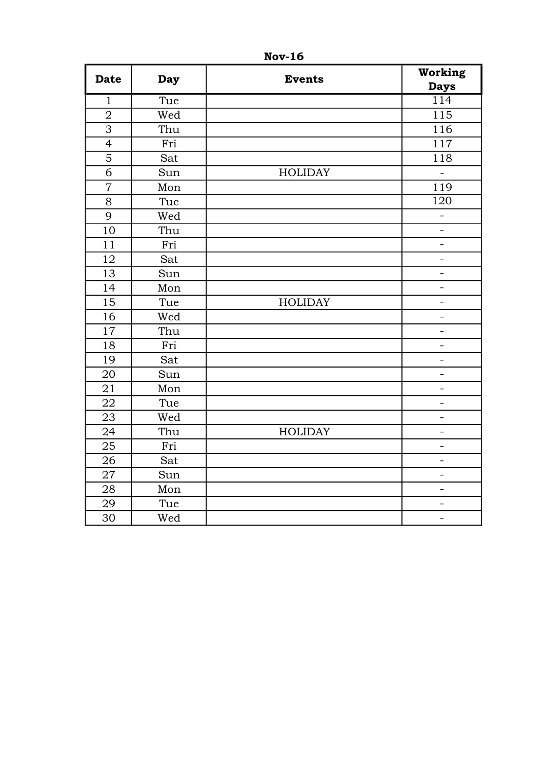**Nov-16**

| Date | Day | Events | Working Days |
|---|---|---|---|
| 1 | Tue | | 114 |
| 2 | Wed | | 115 |
| 3 | Thu | | 116 |
| 4 | Fri | | 117 |
| 5 | Sat | | 118 |
| 6 | Sun | HOLIDAY | - |
| 7 | Mon | | 119 |
| 8 | Tue | | 120 |
| 9 | Wed | | - |
| 10 | Thu | | - |
| 11 | Fri | | - |
| 12 | Sat | | - |
| 13 | Sun | | - |
| 14 | Mon | | - |
| 15 | Tue | HOLIDAY | - |
| 16 | Wed | | - |
| 17 | Thu | | - |
| 18 | Fri | | - |
| 19 | Sat | | - |
| 20 | Sun | | - |
| 21 | Mon | | - |
| 22 | Tue | | - |
| 23 | Wed | | - |
| 24 | Thu | HOLIDAY | - |
| 25 | Fri | | - |
| 26 | Sat | | - |
| 27 | Sun | | - |
| 28 | Mon | | - |
| 29 | Tue | | - |
| 30 | Wed | | - |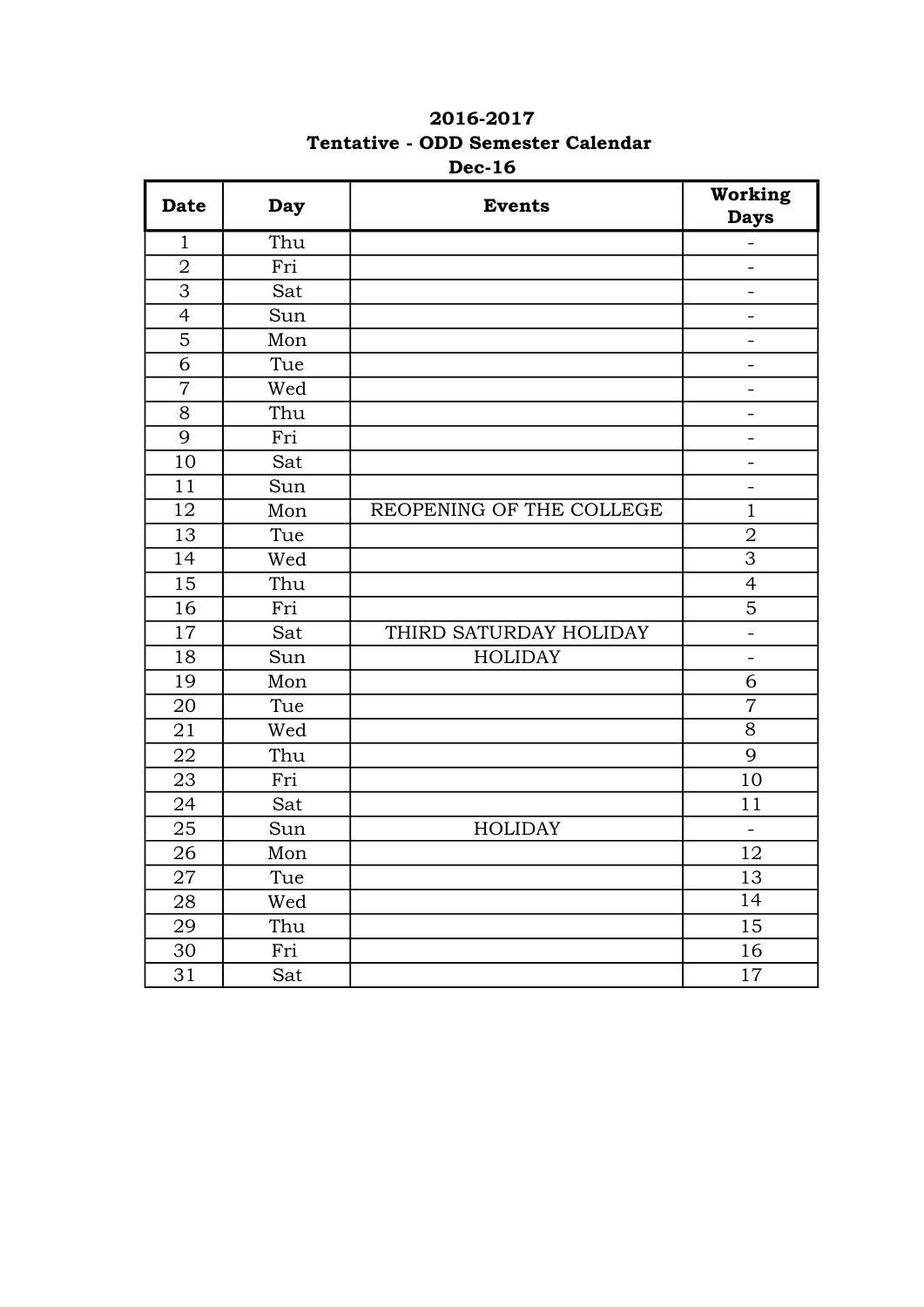**2016-2017**

**Tentative - ODD Semester Calendar**

**Dec-16**

| Date | Day | Events | Working Days |
|---|---|---|---|
| 1 | Thu | | - |
| 2 | Fri | | - |
| 3 | Sat | | - |
| 4 | Sun | | - |
| 5 | Mon | | - |
| 6 | Tue | | - |
| 7 | Wed | | - |
| 8 | Thu | | - |
| 9 | Fri | | - |
| 10 | Sat | | - |
| 11 | Sun | | - |
| 12 | Mon | REOPENING OF THE COLLEGE | 1 |
| 13 | Tue | | 2 |
| 14 | Wed | | 3 |
| 15 | Thu | | 4 |
| 16 | Fri | | 5 |
| 17 | Sat | THIRD SATURDAY HOLIDAY | - |
| 18 | Sun | HOLIDAY | - |
| 19 | Mon | | 6 |
| 20 | Tue | | 7 |
| 21 | Wed | | 8 |
| 22 | Thu | | 9 |
| 23 | Fri | | 10 |
| 24 | Sat | | 11 |
| 25 | Sun | HOLIDAY | - |
| 26 | Mon | | 12 |
| 27 | Tue | | 13 |
| 28 | Wed | | 14 |
| 29 | Thu | | 15 |
| 30 | Fri | | 16 |
| 31 | Sat | | 17 |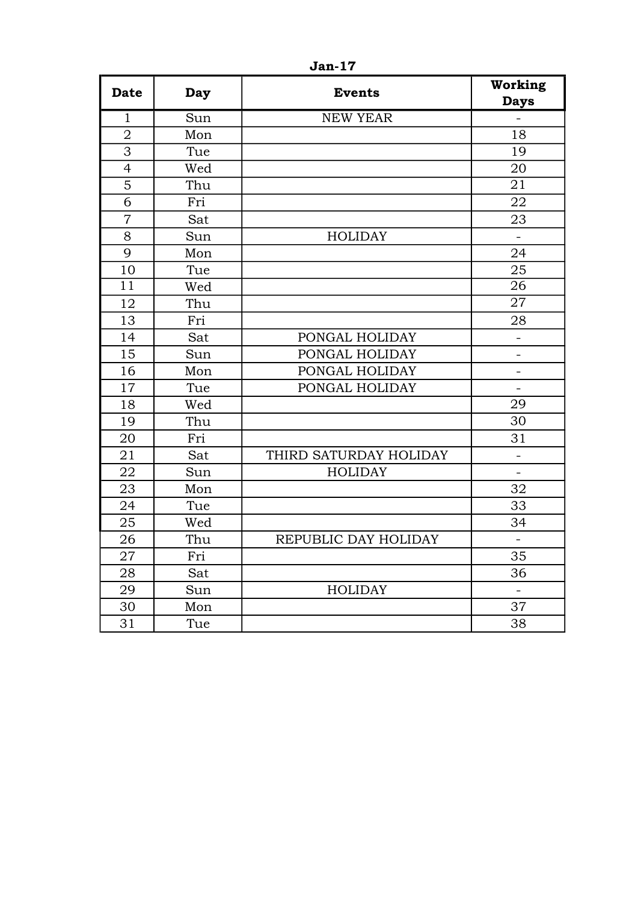**Jan-17**

| Date | Day | Events | Working Days |
|---|---|---|---|
| 1 | Sun | NEW YEAR | - |
| 2 | Mon | | 18 |
| 3 | Tue | | 19 |
| 4 | Wed | | 20 |
| 5 | Thu | | 21 |
| 6 | Fri | | 22 |
| 7 | Sat | | 23 |
| 8 | Sun | HOLIDAY | - |
| 9 | Mon | | 24 |
| 10 | Tue | | 25 |
| 11 | Wed | | 26 |
| 12 | Thu | | 27 |
| 13 | Fri | | 28 |
| 14 | Sat | PONGAL HOLIDAY | - |
| 15 | Sun | PONGAL HOLIDAY | - |
| 16 | Mon | PONGAL HOLIDAY | - |
| 17 | Tue | PONGAL HOLIDAY | - |
| 18 | Wed | | 29 |
| 19 | Thu | | 30 |
| 20 | Fri | | 31 |
| 21 | Sat | THIRD SATURDAY HOLIDAY | - |
| 22 | Sun | HOLIDAY | - |
| 23 | Mon | | 32 |
| 24 | Tue | | 33 |
| 25 | Wed | | 34 |
| 26 | Thu | REPUBLIC DAY HOLIDAY | - |
| 27 | Fri | | 35 |
| 28 | Sat | | 36 |
| 29 | Sun | HOLIDAY | - |
| 30 | Mon | | 37 |
| 31 | Tue | | 38 |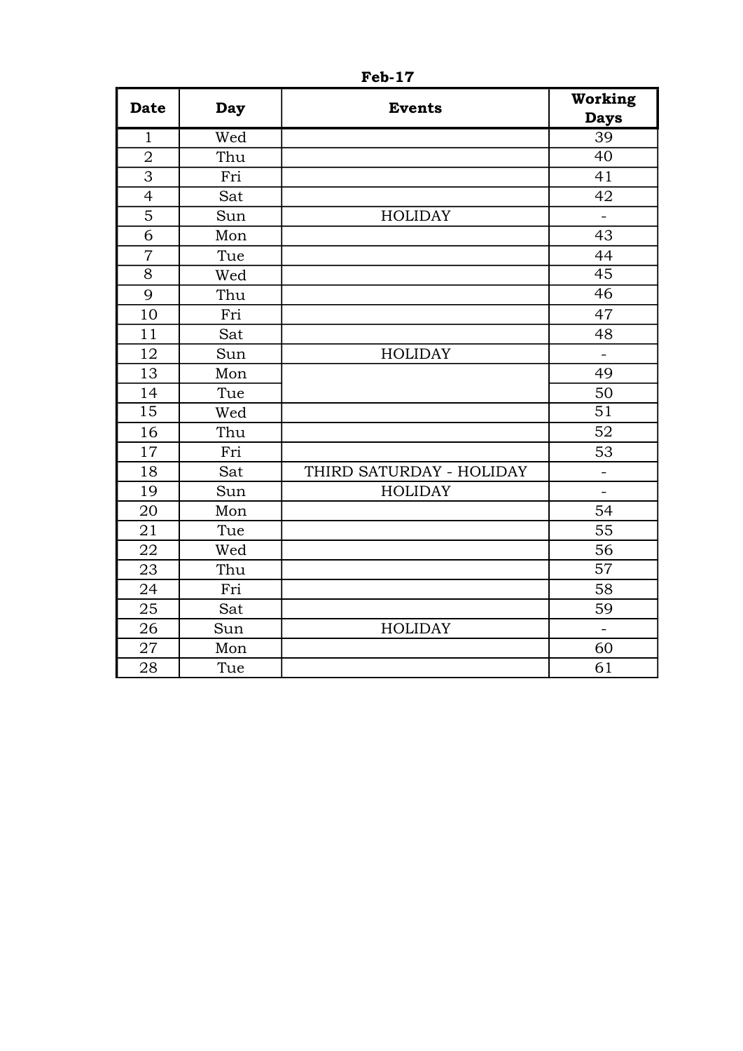**Feb-17**

| Date | Day | Events | Working Days |
|---|---|---|---|
| 1 | Wed | | 39 |
| 2 | Thu | | 40 |
| 3 | Fri | | 41 |
| 4 | Sat | | 42 |
| 5 | Sun | HOLIDAY | - |
| 6 | Mon | | 43 |
| 7 | Tue | | 44 |
| 8 | Wed | | 45 |
| 9 | Thu | | 46 |
| 10 | Fri | | 47 |
| 11 | Sat | | 48 |
| 12 | Sun | HOLIDAY | - |
| 13 | Mon | | 49 |
| 14 | Tue | | 50 |
| 15 | Wed | | 51 |
| 16 | Thu | | 52 |
| 17 | Fri | | 53 |
| 18 | Sat | THIRD SATURDAY - HOLIDAY | - |
| 19 | Sun | HOLIDAY | - |
| 20 | Mon | | 54 |
| 21 | Tue | | 55 |
| 22 | Wed | | 56 |
| 23 | Thu | | 57 |
| 24 | Fri | | 58 |
| 25 | Sat | | 59 |
| 26 | Sun | HOLIDAY | - |
| 27 | Mon | | 60 |
| 28 | Tue | | 61 |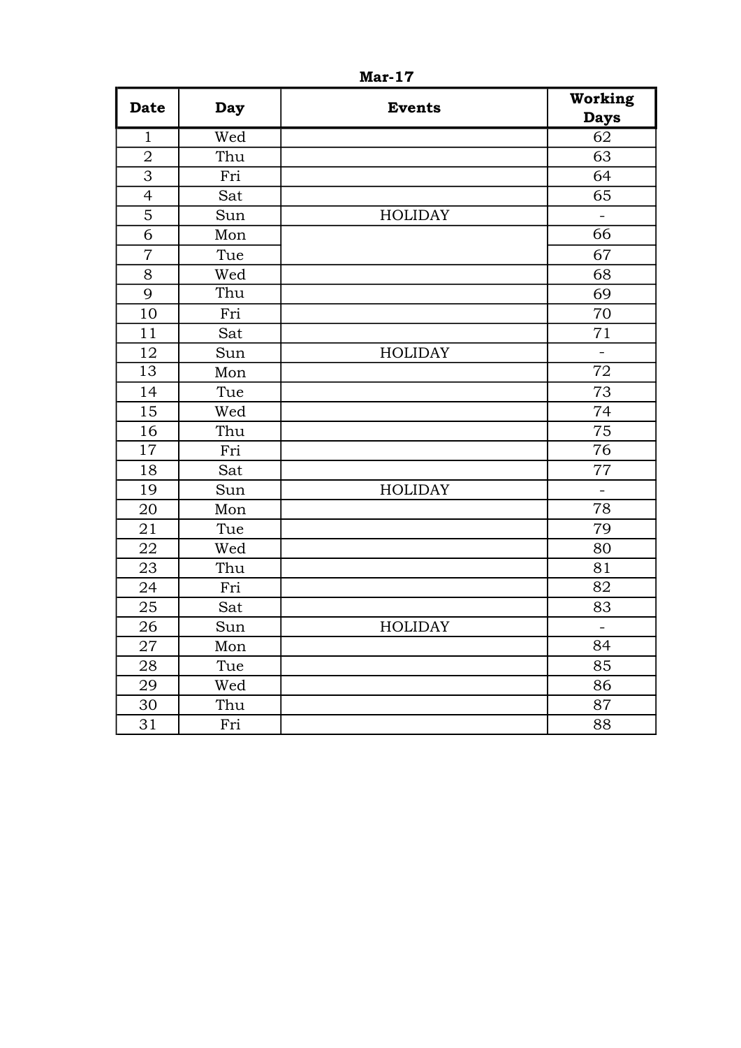**Mar-17**

| Date | Day | Events | Working Days |
|---|---|---|---|
| 1 | Wed | | 62 |
| 2 | Thu | | 63 |
| 3 | Fri | | 64 |
| 4 | Sat | | 65 |
| 5 | Sun | HOLIDAY | - |
| 6 | Mon | | 66 |
| 7 | Tue | | 67 |
| 8 | Wed | | 68 |
| 9 | Thu | | 69 |
| 10 | Fri | | 70 |
| 11 | Sat | | 71 |
| 12 | Sun | HOLIDAY | - |
| 13 | Mon | | 72 |
| 14 | Tue | | 73 |
| 15 | Wed | | 74 |
| 16 | Thu | | 75 |
| 17 | Fri | | 76 |
| 18 | Sat | | 77 |
| 19 | Sun | HOLIDAY | - |
| 20 | Mon | | 78 |
| 21 | Tue | | 79 |
| 22 | Wed | | 80 |
| 23 | Thu | | 81 |
| 24 | Fri | | 82 |
| 25 | Sat | | 83 |
| 26 | Sun | HOLIDAY | - |
| 27 | Mon | | 84 |
| 28 | Tue | | 85 |
| 29 | Wed | | 86 |
| 30 | Thu | | 87 |
| 31 | Fri | | 88 |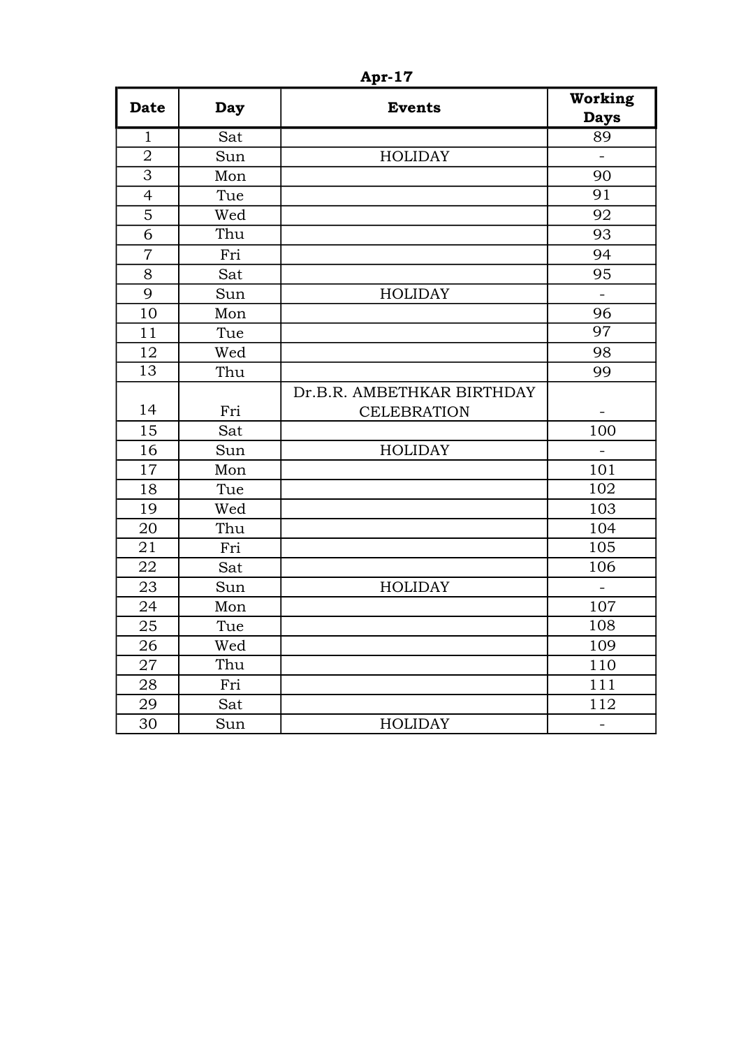**Apr-17**

| Date | Day | Events | Working Days |
|---|---|---|---|
| 1 | Sat | | 89 |
| 2 | Sun | HOLIDAY | - |
| 3 | Mon | | 90 |
| 4 | Tue | | 91 |
| 5 | Wed | | 92 |
| 6 | Thu | | 93 |
| 7 | Fri | | 94 |
| 8 | Sat | | 95 |
| 9 | Sun | HOLIDAY | - |
| 10 | Mon | | 96 |
| 11 | Tue | | 97 |
| 12 | Wed | | 98 |
| 13 | Thu | | 99 |
| 14 | Fri | Dr.B.R. AMBETHKAR BIRTHDAY CELEBRATION | - |
| 15 | Sat | | 100 |
| 16 | Sun | HOLIDAY | - |
| 17 | Mon | | 101 |
| 18 | Tue | | 102 |
| 19 | Wed | | 103 |
| 20 | Thu | | 104 |
| 21 | Fri | | 105 |
| 22 | Sat | | 106 |
| 23 | Sun | HOLIDAY | - |
| 24 | Mon | | 107 |
| 25 | Tue | | 108 |
| 26 | Wed | | 109 |
| 27 | Thu | | 110 |
| 28 | Fri | | 111 |
| 29 | Sat | | 112 |
| 30 | Sun | HOLIDAY | - |